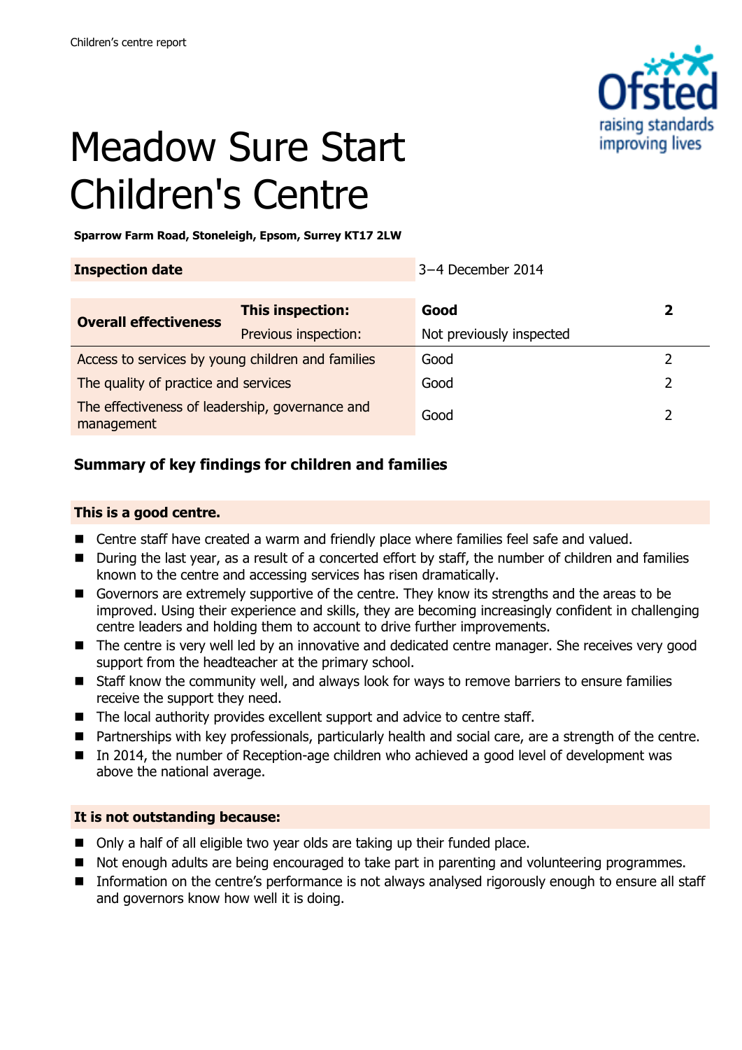Children's centre report

# Meadow Sure Start Children's Centre

**Sparrow Farm Road, Stoneleigh, Epsom, Surrey KT17 2LW**

| | | | |
|---|---|---|---|
| **Inspection date** | | 3–4 December 2014 | |
| **Overall effectiveness** | **This inspection:** | **Good** | **2** |
| | Previous inspection: | Not previously inspected | |
| Access to services by young children and families | | Good | 2 |
| The quality of practice and services | | Good | 2 |
| The effectiveness of leadership, governance and management | | Good | 2 |

## Summary of key findings for children and families

### This is a good centre.

- Centre staff have created a warm and friendly place where families feel safe and valued.
- During the last year, as a result of a concerted effort by staff, the number of children and families known to the centre and accessing services has risen dramatically.
- Governors are extremely supportive of the centre. They know its strengths and the areas to be improved. Using their experience and skills, they are becoming increasingly confident in challenging centre leaders and holding them to account to drive further improvements.
- The centre is very well led by an innovative and dedicated centre manager. She receives very good support from the headteacher at the primary school.
- Staff know the community well, and always look for ways to remove barriers to ensure families receive the support they need.
- The local authority provides excellent support and advice to centre staff.
- Partnerships with key professionals, particularly health and social care, are a strength of the centre.
- In 2014, the number of Reception-age children who achieved a good level of development was above the national average.

### It is not outstanding because:

- Only a half of all eligible two year olds are taking up their funded place.
- Not enough adults are being encouraged to take part in parenting and volunteering programmes.
- Information on the centre's performance is not always analysed rigorously enough to ensure all staff and governors know how well it is doing.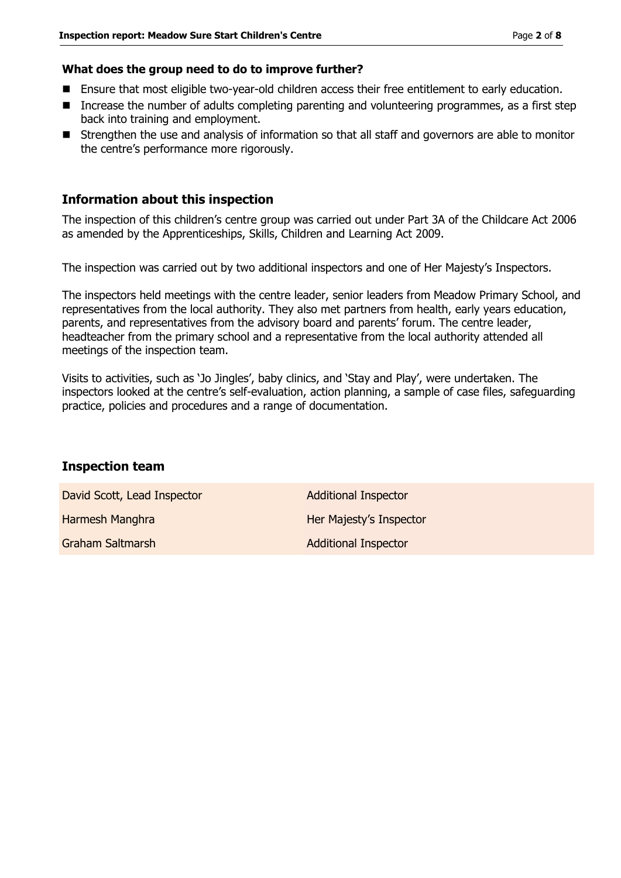### What does the group need to do to improve further?

- Ensure that most eligible two-year-old children access their free entitlement to early education.
- Increase the number of adults completing parenting and volunteering programmes, as a first step back into training and employment.
- Strengthen the use and analysis of information so that all staff and governors are able to monitor the centre's performance more rigorously.

## Information about this inspection

The inspection of this children's centre group was carried out under Part 3A of the Childcare Act 2006 as amended by the Apprenticeships, Skills, Children and Learning Act 2009.

The inspection was carried out by two additional inspectors and one of Her Majesty's Inspectors.

The inspectors held meetings with the centre leader, senior leaders from Meadow Primary School, and representatives from the local authority. They also met partners from health, early years education, parents, and representatives from the advisory board and parents' forum. The centre leader, headteacher from the primary school and a representative from the local authority attended all meetings of the inspection team.

Visits to activities, such as 'Jo Jingles', baby clinics, and 'Stay and Play', were undertaken. The inspectors looked at the centre's self-evaluation, action planning, a sample of case files, safeguarding practice, policies and procedures and a range of documentation.

## Inspection team

| | |
|---|---|
| David Scott, Lead Inspector | Additional Inspector |
| Harmesh Manghra | Her Majesty's Inspector |
| Graham Saltmarsh | Additional Inspector |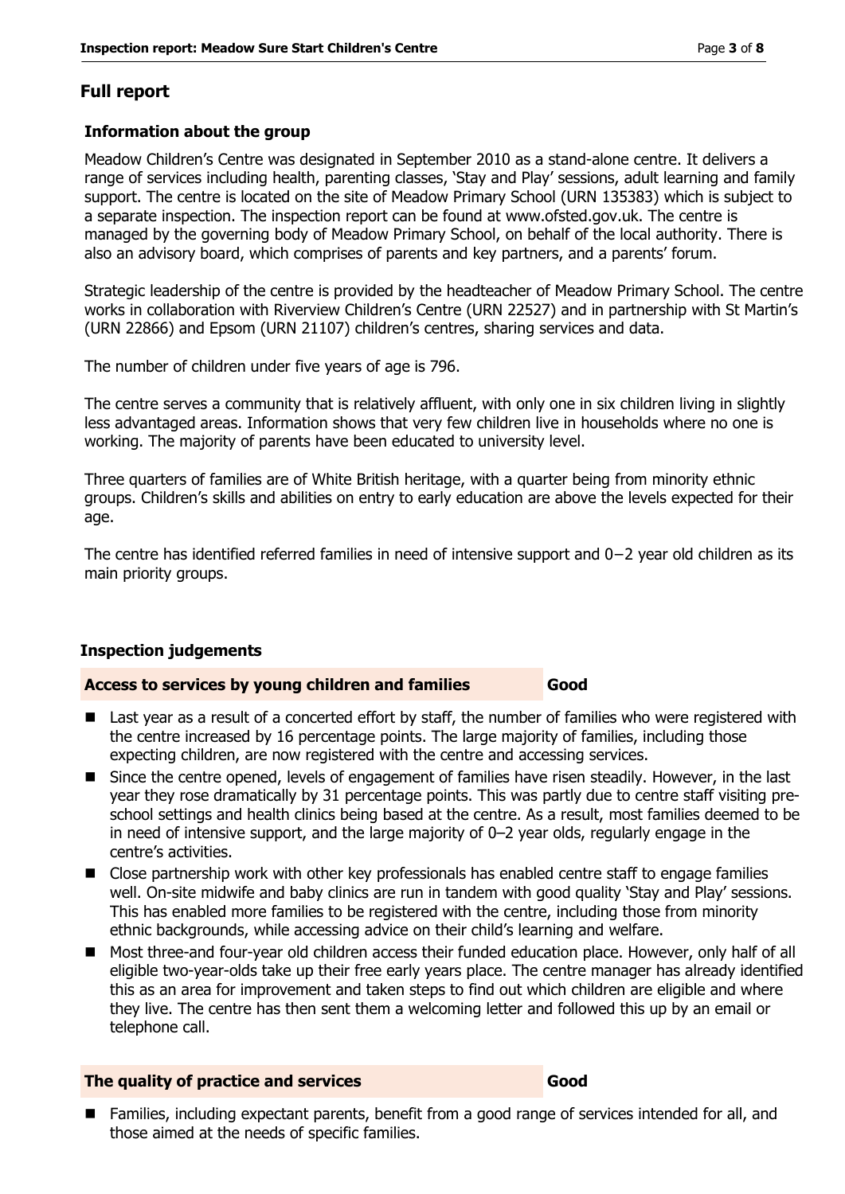## Full report

### Information about the group

Meadow Children's Centre was designated in September 2010 as a stand-alone centre. It delivers a range of services including health, parenting classes, 'Stay and Play' sessions, adult learning and family support. The centre is located on the site of Meadow Primary School (URN 135383) which is subject to a separate inspection. The inspection report can be found at www.ofsted.gov.uk. The centre is managed by the governing body of Meadow Primary School, on behalf of the local authority. There is also an advisory board, which comprises of parents and key partners, and a parents' forum.

Strategic leadership of the centre is provided by the headteacher of Meadow Primary School. The centre works in collaboration with Riverview Children's Centre (URN 22527) and in partnership with St Martin's (URN 22866) and Epsom (URN 21107) children's centres, sharing services and data.

The number of children under five years of age is 796.

The centre serves a community that is relatively affluent, with only one in six children living in slightly less advantaged areas. Information shows that very few children live in households where no one is working. The majority of parents have been educated to university level.

Three quarters of families are of White British heritage, with a quarter being from minority ethnic groups. Children's skills and abilities on entry to early education are above the levels expected for their age.

The centre has identified referred families in need of intensive support and 0−2 year old children as its main priority groups.

### Inspection judgements

**Access to services by young children and families** — **Good**

- Last year as a result of a concerted effort by staff, the number of families who were registered with the centre increased by 16 percentage points. The large majority of families, including those expecting children, are now registered with the centre and accessing services.
- Since the centre opened, levels of engagement of families have risen steadily. However, in the last year they rose dramatically by 31 percentage points. This was partly due to centre staff visiting pre-school settings and health clinics being based at the centre. As a result, most families deemed to be in need of intensive support, and the large majority of 0–2 year olds, regularly engage in the centre's activities.
- Close partnership work with other key professionals has enabled centre staff to engage families well. On-site midwife and baby clinics are run in tandem with good quality 'Stay and Play' sessions. This has enabled more families to be registered with the centre, including those from minority ethnic backgrounds, while accessing advice on their child's learning and welfare.
- Most three-and four-year old children access their funded education place. However, only half of all eligible two-year-olds take up their free early years place. The centre manager has already identified this as an area for improvement and taken steps to find out which children are eligible and where they live. The centre has then sent them a welcoming letter and followed this up by an email or telephone call.

**The quality of practice and services** — **Good**

- Families, including expectant parents, benefit from a good range of services intended for all, and those aimed at the needs of specific families.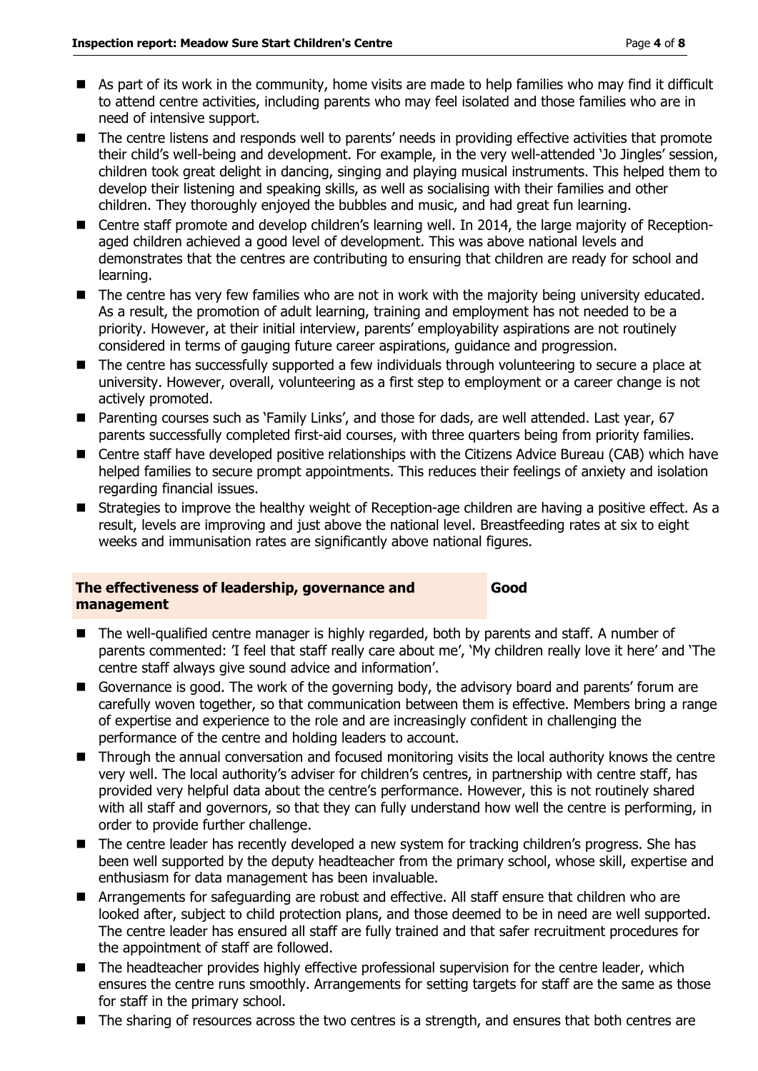- As part of its work in the community, home visits are made to help families who may find it difficult to attend centre activities, including parents who may feel isolated and those families who are in need of intensive support.
- The centre listens and responds well to parents' needs in providing effective activities that promote their child's well-being and development. For example, in the very well-attended 'Jo Jingles' session, children took great delight in dancing, singing and playing musical instruments. This helped them to develop their listening and speaking skills, as well as socialising with their families and other children. They thoroughly enjoyed the bubbles and music, and had great fun learning.
- Centre staff promote and develop children's learning well. In 2014, the large majority of Reception-aged children achieved a good level of development. This was above national levels and demonstrates that the centres are contributing to ensuring that children are ready for school and learning.
- The centre has very few families who are not in work with the majority being university educated. As a result, the promotion of adult learning, training and employment has not needed to be a priority. However, at their initial interview, parents' employability aspirations are not routinely considered in terms of gauging future career aspirations, guidance and progression.
- The centre has successfully supported a few individuals through volunteering to secure a place at university. However, overall, volunteering as a first step to employment or a career change is not actively promoted.
- Parenting courses such as 'Family Links', and those for dads, are well attended. Last year, 67 parents successfully completed first-aid courses, with three quarters being from priority families.
- Centre staff have developed positive relationships with the Citizens Advice Bureau (CAB) which have helped families to secure prompt appointments. This reduces their feelings of anxiety and isolation regarding financial issues.
- Strategies to improve the healthy weight of Reception-age children are having a positive effect. As a result, levels are improving and just above the national level. Breastfeeding rates at six to eight weeks and immunisation rates are significantly above national figures.

| | |
|---|---|
| **The effectiveness of leadership, governance and management** | **Good** |

- The well-qualified centre manager is highly regarded, both by parents and staff. A number of parents commented: 'I feel that staff really care about me', 'My children really love it here' and 'The centre staff always give sound advice and information'.
- Governance is good. The work of the governing body, the advisory board and parents' forum are carefully woven together, so that communication between them is effective. Members bring a range of expertise and experience to the role and are increasingly confident in challenging the performance of the centre and holding leaders to account.
- Through the annual conversation and focused monitoring visits the local authority knows the centre very well. The local authority's adviser for children's centres, in partnership with centre staff, has provided very helpful data about the centre's performance. However, this is not routinely shared with all staff and governors, so that they can fully understand how well the centre is performing, in order to provide further challenge.
- The centre leader has recently developed a new system for tracking children's progress. She has been well supported by the deputy headteacher from the primary school, whose skill, expertise and enthusiasm for data management has been invaluable.
- Arrangements for safeguarding are robust and effective. All staff ensure that children who are looked after, subject to child protection plans, and those deemed to be in need are well supported. The centre leader has ensured all staff are fully trained and that safer recruitment procedures for the appointment of staff are followed.
- The headteacher provides highly effective professional supervision for the centre leader, which ensures the centre runs smoothly. Arrangements for setting targets for staff are the same as those for staff in the primary school.
- The sharing of resources across the two centres is a strength, and ensures that both centres are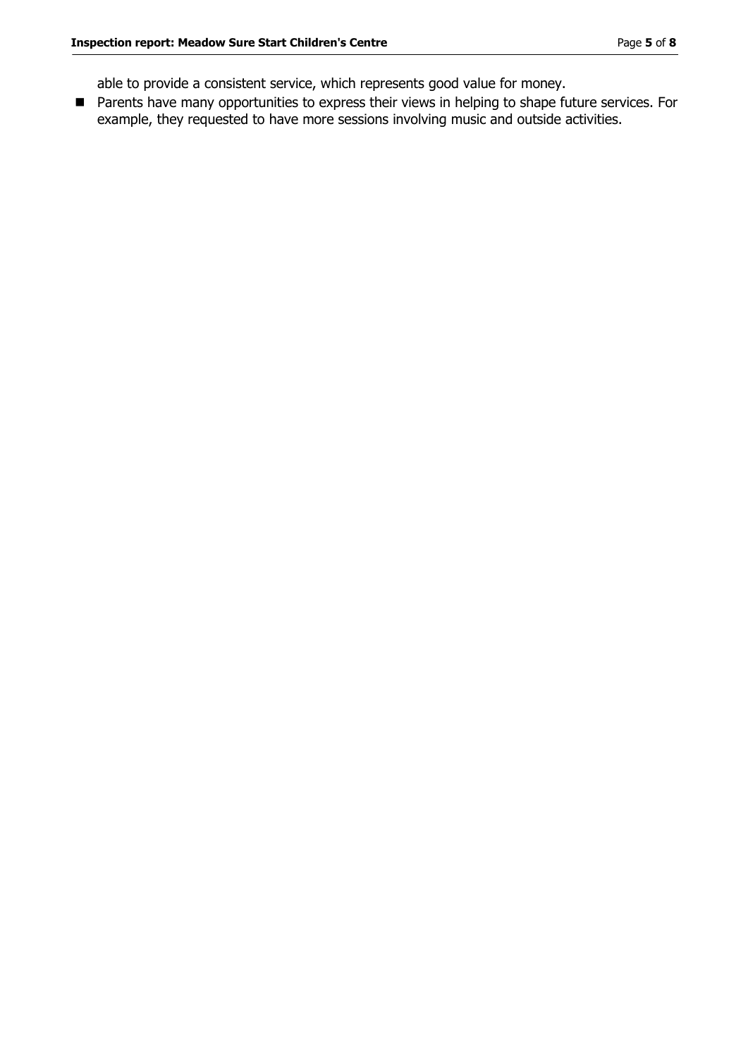able to provide a consistent service, which represents good value for money.

- Parents have many opportunities to express their views in helping to shape future services. For example, they requested to have more sessions involving music and outside activities.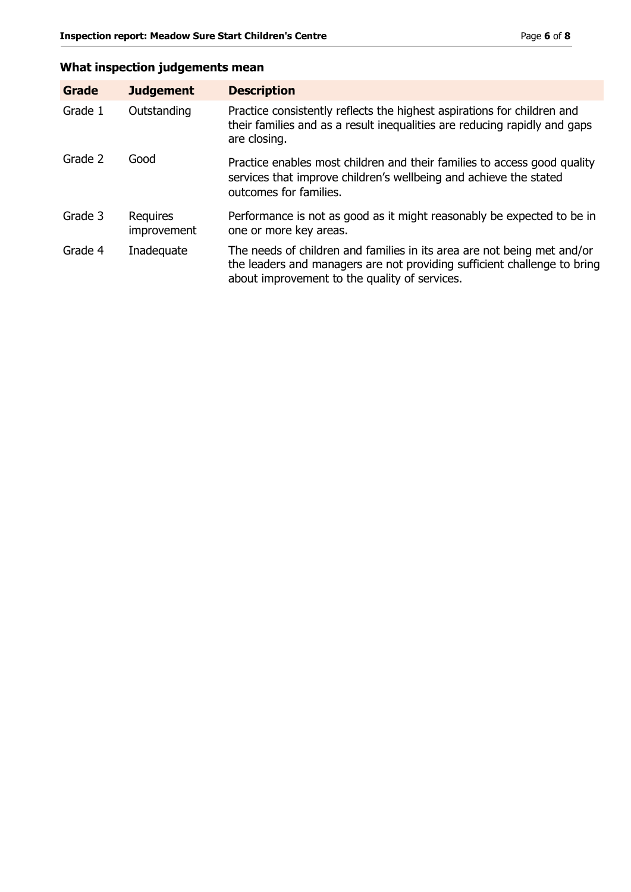## What inspection judgements mean

| Grade | Judgement | Description |
|---|---|---|
| Grade 1 | Outstanding | Practice consistently reflects the highest aspirations for children and their families and as a result inequalities are reducing rapidly and gaps are closing. |
| Grade 2 | Good | Practice enables most children and their families to access good quality services that improve children's wellbeing and achieve the stated outcomes for families. |
| Grade 3 | Requires improvement | Performance is not as good as it might reasonably be expected to be in one or more key areas. |
| Grade 4 | Inadequate | The needs of children and families in its area are not being met and/or the leaders and managers are not providing sufficient challenge to bring about improvement to the quality of services. |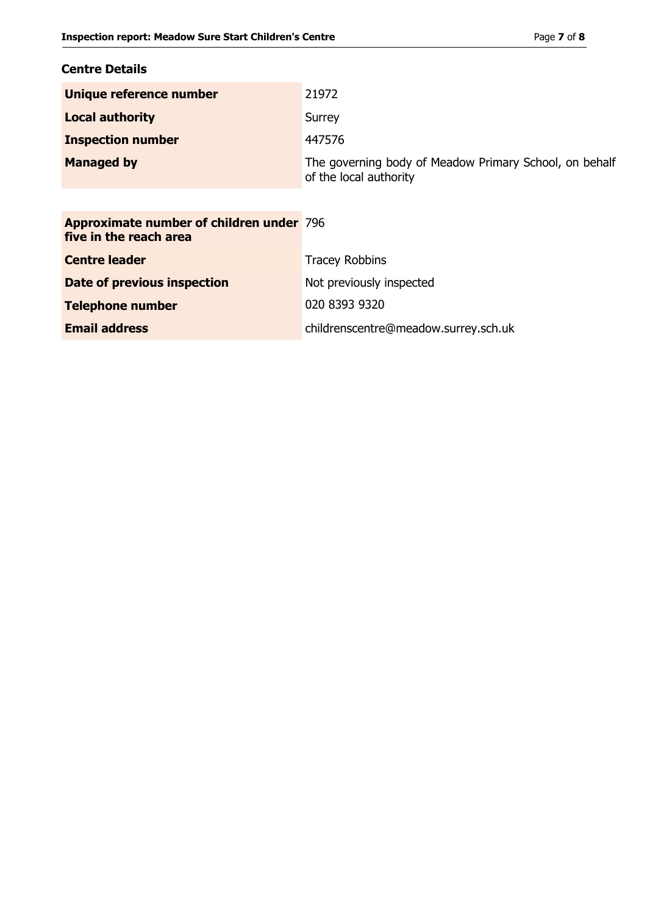## Centre Details

| | |
|---|---|
| **Unique reference number** | 21972 |
| **Local authority** | Surrey |
| **Inspection number** | 447576 |
| **Managed by** | The governing body of Meadow Primary School, on behalf of the local authority |

| | |
|---|---|
| **Approximate number of children under five in the reach area** | 796 |
| **Centre leader** | Tracey Robbins |
| **Date of previous inspection** | Not previously inspected |
| **Telephone number** | 020 8393 9320 |
| **Email address** | childrenscentre@meadow.surrey.sch.uk |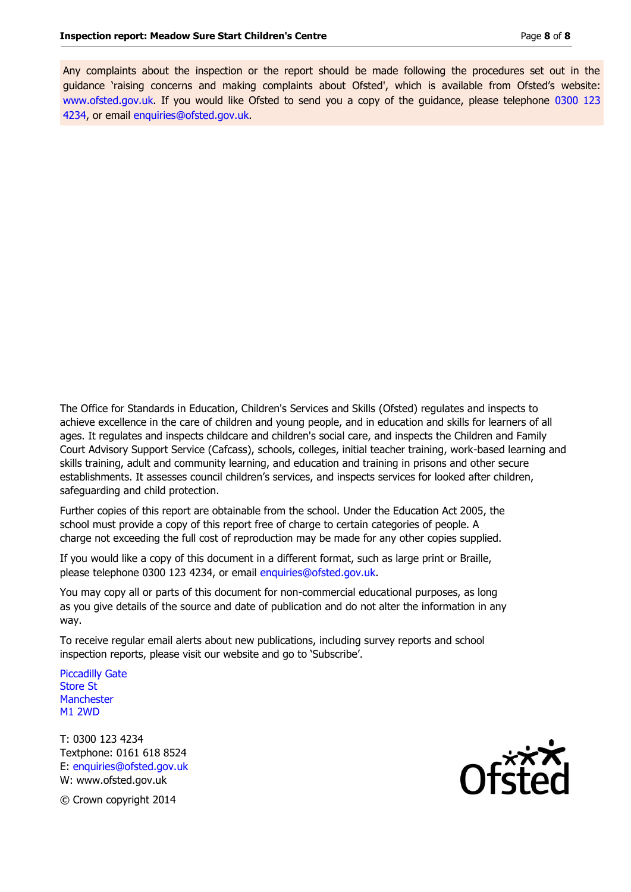Any complaints about the inspection or the report should be made following the procedures set out in the guidance 'raising concerns and making complaints about Ofsted', which is available from Ofsted's website: www.ofsted.gov.uk. If you would like Ofsted to send you a copy of the guidance, please telephone 0300 123 4234, or email enquiries@ofsted.gov.uk.

The Office for Standards in Education, Children's Services and Skills (Ofsted) regulates and inspects to achieve excellence in the care of children and young people, and in education and skills for learners of all ages. It regulates and inspects childcare and children's social care, and inspects the Children and Family Court Advisory Support Service (Cafcass), schools, colleges, initial teacher training, work-based learning and skills training, adult and community learning, and education and training in prisons and other secure establishments. It assesses council children's services, and inspects services for looked after children, safeguarding and child protection.

Further copies of this report are obtainable from the school. Under the Education Act 2005, the school must provide a copy of this report free of charge to certain categories of people. A charge not exceeding the full cost of reproduction may be made for any other copies supplied.

If you would like a copy of this document in a different format, such as large print or Braille, please telephone 0300 123 4234, or email enquiries@ofsted.gov.uk.

You may copy all or parts of this document for non-commercial educational purposes, as long as you give details of the source and date of publication and do not alter the information in any way.

To receive regular email alerts about new publications, including survey reports and school inspection reports, please visit our website and go to 'Subscribe'.

Piccadilly Gate
Store St
Manchester
M1 2WD

T: 0300 123 4234
Textphone: 0161 618 8524
E: enquiries@ofsted.gov.uk
W: www.ofsted.gov.uk

© Crown copyright 2014

Ofsted